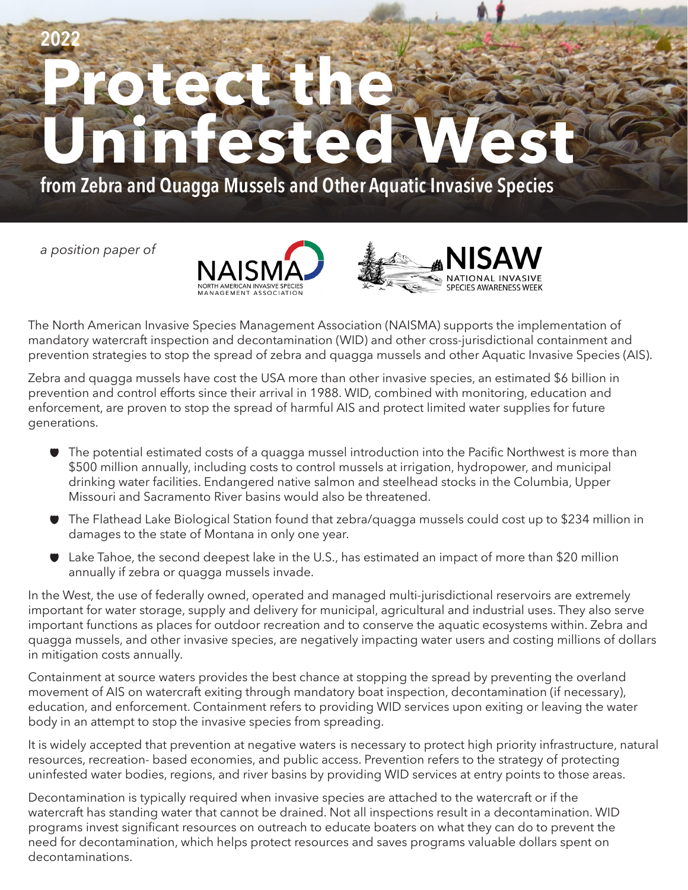2022

# Protect the Uninfested West

## from Zebra and Quagga Mussels and Other Aquatic Invasive Species

*a position paper of*

NAISMA — North American Invasive Species Management Association

NISAW — National Invasive Species Awareness Week

The North American Invasive Species Management Association (NAISMA) supports the implementation of mandatory watercraft inspection and decontamination (WID) and other cross-jurisdictional containment and prevention strategies to stop the spread of zebra and quagga mussels and other Aquatic Invasive Species (AIS).

Zebra and quagga mussels have cost the USA more than other invasive species, an estimated $6 billion in prevention and control efforts since their arrival in 1988. WID, combined with monitoring, education and enforcement, are proven to stop the spread of harmful AIS and protect limited water supplies for future generations.

- The potential estimated costs of a quagga mussel introduction into the Pacific Northwest is more than $500 million annually, including costs to control mussels at irrigation, hydropower, and municipal drinking water facilities. Endangered native salmon and steelhead stocks in the Columbia, Upper Missouri and Sacramento River basins would also be threatened.
- The Flathead Lake Biological Station found that zebra/quagga mussels could cost up to $234 million in damages to the state of Montana in only one year.
- Lake Tahoe, the second deepest lake in the U.S., has estimated an impact of more than $20 million annually if zebra or quagga mussels invade.

In the West, the use of federally owned, operated and managed multi-jurisdictional reservoirs are extremely important for water storage, supply and delivery for municipal, agricultural and industrial uses. They also serve important functions as places for outdoor recreation and to conserve the aquatic ecosystems within. Zebra and quagga mussels, and other invasive species, are negatively impacting water users and costing millions of dollars in mitigation costs annually.

Containment at source waters provides the best chance at stopping the spread by preventing the overland movement of AIS on watercraft exiting through mandatory boat inspection, decontamination (if necessary), education, and enforcement. Containment refers to providing WID services upon exiting or leaving the water body in an attempt to stop the invasive species from spreading.

It is widely accepted that prevention at negative waters is necessary to protect high priority infrastructure, natural resources, recreation- based economies, and public access. Prevention refers to the strategy of protecting uninfested water bodies, regions, and river basins by providing WID services at entry points to those areas.

Decontamination is typically required when invasive species are attached to the watercraft or if the watercraft has standing water that cannot be drained. Not all inspections result in a decontamination. WID programs invest significant resources on outreach to educate boaters on what they can do to prevent the need for decontamination, which helps protect resources and saves programs valuable dollars spent on decontaminations.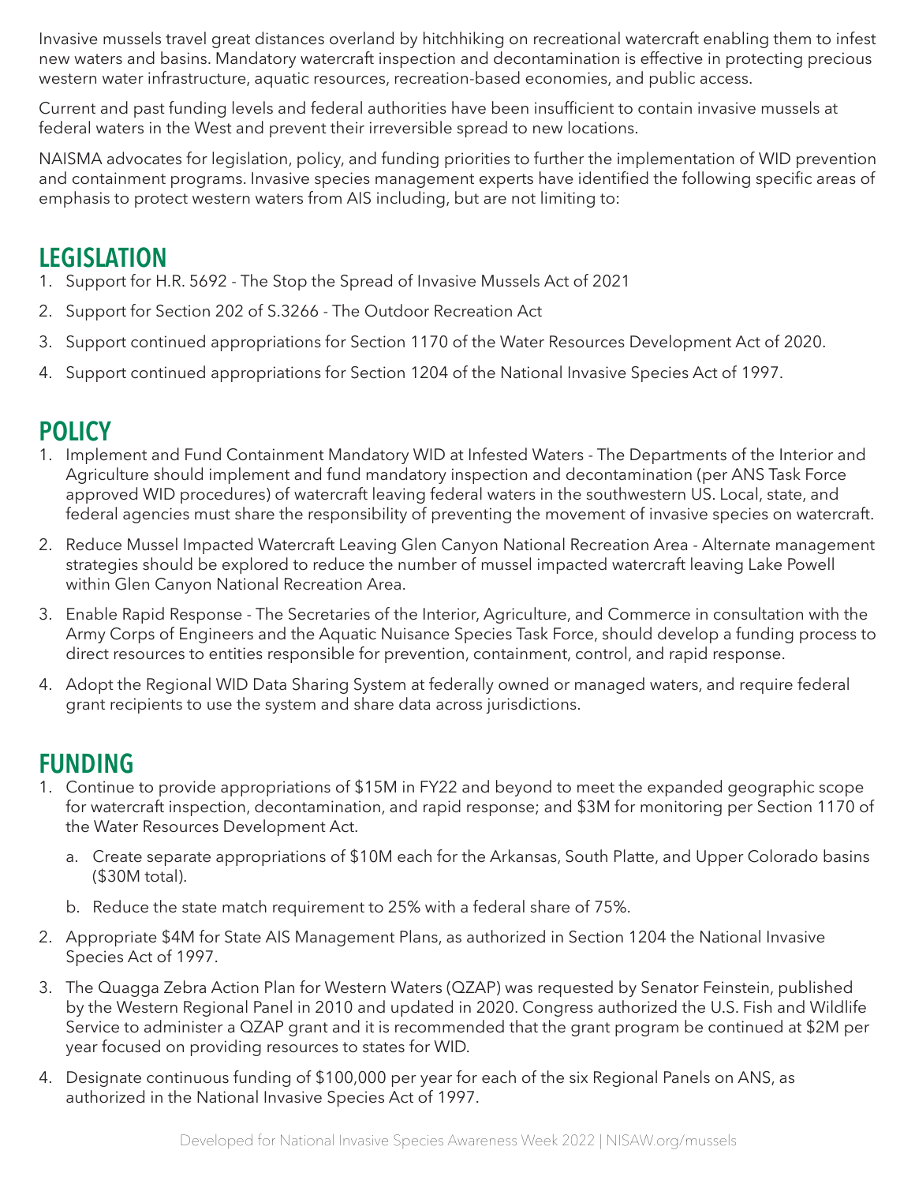Invasive mussels travel great distances overland by hitchhiking on recreational watercraft enabling them to infest new waters and basins. Mandatory watercraft inspection and decontamination is effective in protecting precious western water infrastructure, aquatic resources, recreation-based economies, and public access.

Current and past funding levels and federal authorities have been insufficient to contain invasive mussels at federal waters in the West and prevent their irreversible spread to new locations.

NAISMA advocates for legislation, policy, and funding priorities to further the implementation of WID prevention and containment programs. Invasive species management experts have identified the following specific areas of emphasis to protect western waters from AIS including, but are not limiting to:

## LEGISLATION

1. Support for H.R. 5692 - The Stop the Spread of Invasive Mussels Act of 2021
2. Support for Section 202 of S.3266 - The Outdoor Recreation Act
3. Support continued appropriations for Section 1170 of the Water Resources Development Act of 2020.
4. Support continued appropriations for Section 1204 of the National Invasive Species Act of 1997.

## POLICY

1. Implement and Fund Containment Mandatory WID at Infested Waters - The Departments of the Interior and Agriculture should implement and fund mandatory inspection and decontamination (per ANS Task Force approved WID procedures) of watercraft leaving federal waters in the southwestern US. Local, state, and federal agencies must share the responsibility of preventing the movement of invasive species on watercraft.
2. Reduce Mussel Impacted Watercraft Leaving Glen Canyon National Recreation Area - Alternate management strategies should be explored to reduce the number of mussel impacted watercraft leaving Lake Powell within Glen Canyon National Recreation Area.
3. Enable Rapid Response - The Secretaries of the Interior, Agriculture, and Commerce in consultation with the Army Corps of Engineers and the Aquatic Nuisance Species Task Force, should develop a funding process to direct resources to entities responsible for prevention, containment, control, and rapid response.
4. Adopt the Regional WID Data Sharing System at federally owned or managed waters, and require federal grant recipients to use the system and share data across jurisdictions.

## FUNDING

1. Continue to provide appropriations of $15M in FY22 and beyond to meet the expanded geographic scope for watercraft inspection, decontamination, and rapid response; and $3M for monitoring per Section 1170 of the Water Resources Development Act.
   a. Create separate appropriations of $10M each for the Arkansas, South Platte, and Upper Colorado basins ($30M total).
   b. Reduce the state match requirement to 25% with a federal share of 75%.
2. Appropriate $4M for State AIS Management Plans, as authorized in Section 1204 the National Invasive Species Act of 1997.
3. The Quagga Zebra Action Plan for Western Waters (QZAP) was requested by Senator Feinstein, published by the Western Regional Panel in 2010 and updated in 2020. Congress authorized the U.S. Fish and Wildlife Service to administer a QZAP grant and it is recommended that the grant program be continued at $2M per year focused on providing resources to states for WID.
4. Designate continuous funding of $100,000 per year for each of the six Regional Panels on ANS, as authorized in the National Invasive Species Act of 1997.

Developed for National Invasive Species Awareness Week 2022 | NISAW.org/mussels